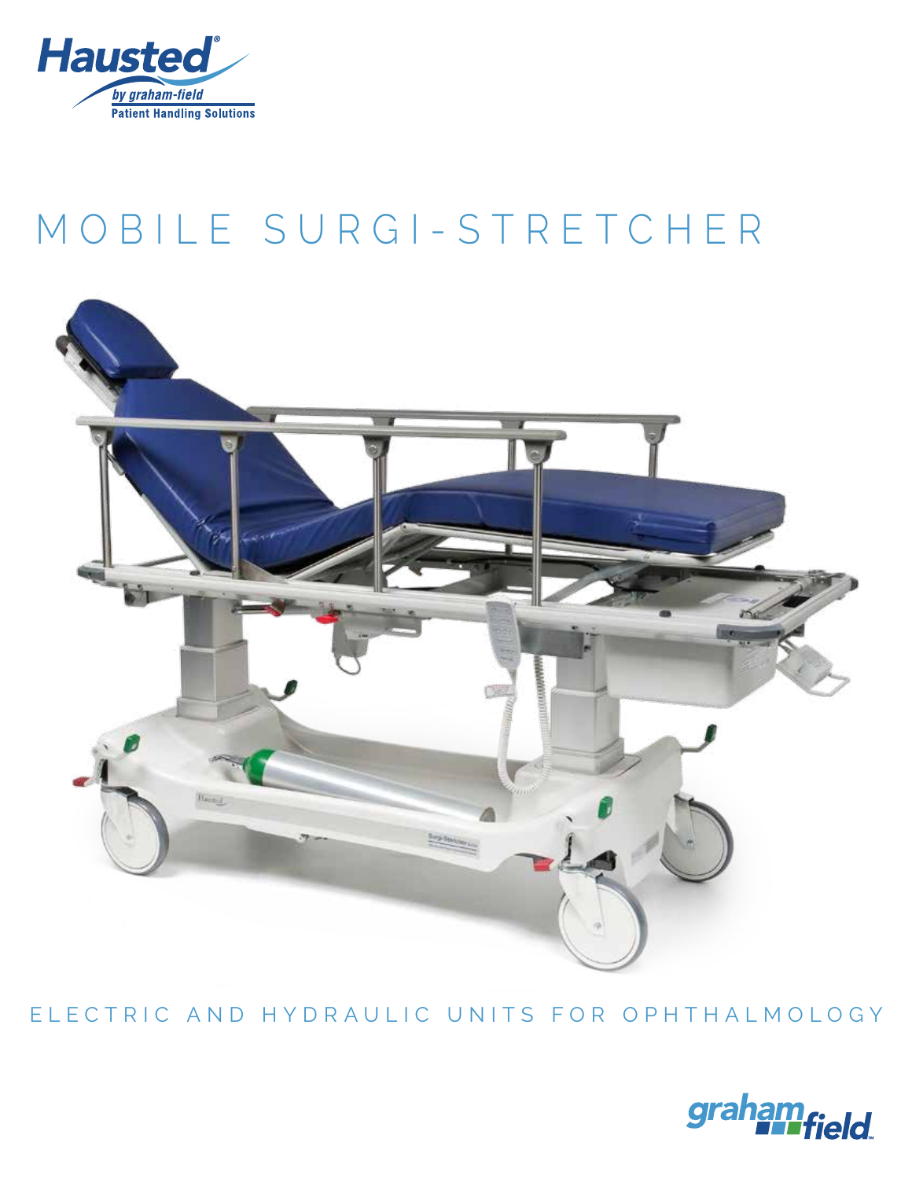Hausted®

by graham-field

Patient Handling Solutions

# MOBILE SURGI-STRETCHER

ELECTRIC AND HYDRAULIC UNITS FOR OPHTHALMOLOGY

graham field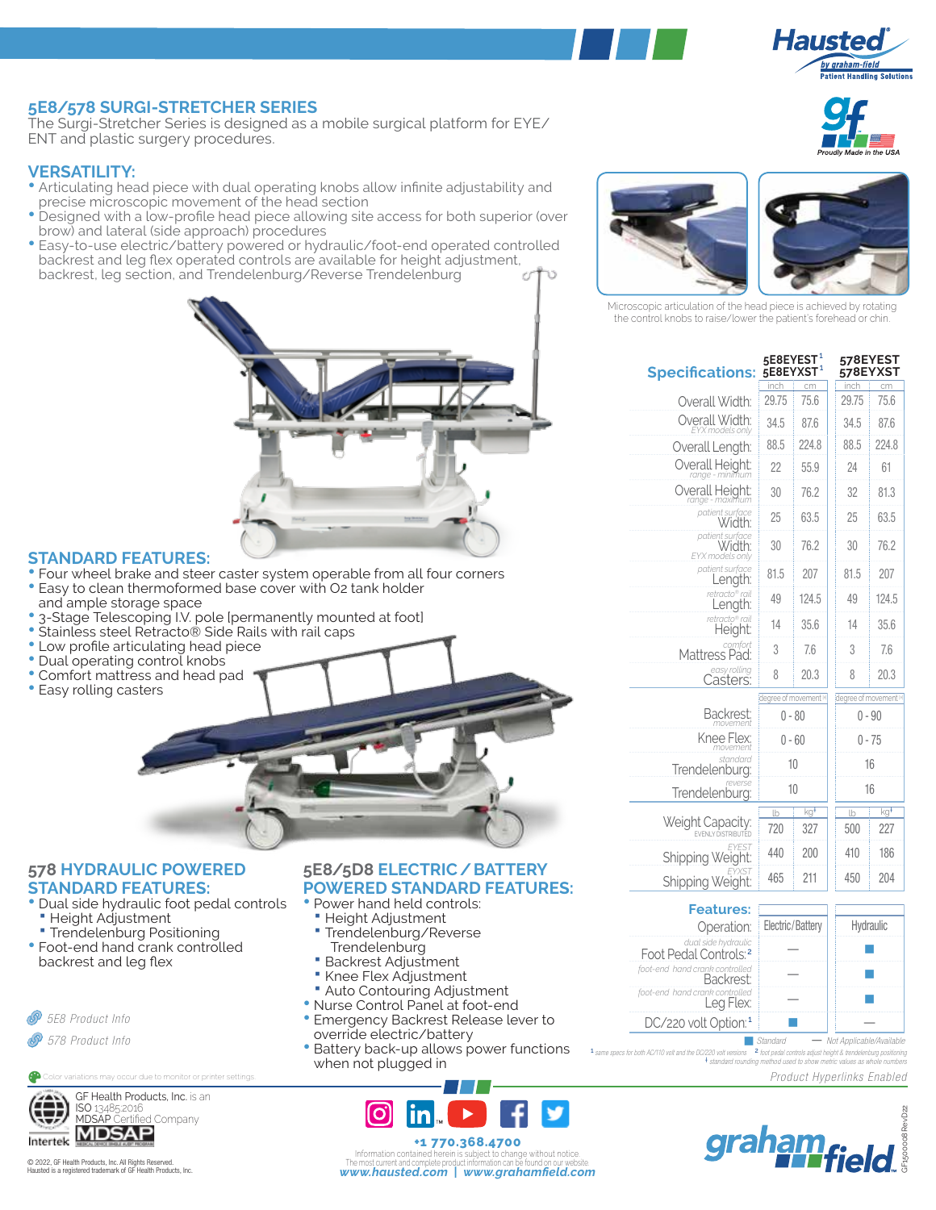## 5E8/578 SURGI-STRETCHER SERIES

The Surgi-Stretcher Series is designed as a mobile surgical platform for EYE/ENT and plastic surgery procedures.

## VERSATILITY:

- Articulating head piece with dual operating knobs allow infinite adjustability and precise microscopic movement of the head section
- Designed with a low-profile head piece allowing site access for both superior (over brow) and lateral (side approach) procedures
- Easy-to-use electric/battery powered or hydraulic/foot-end operated controlled backrest and leg flex operated controls are available for height adjustment, backrest, leg section, and Trendelenburg/Reverse Trendelenburg

Microscopic articulation of the head piece is achieved by rotating the control knobs to raise/lower the patient's forehead or chin.

## STANDARD FEATURES:

- Four wheel brake and steer caster system operable from all four corners
- Easy to clean thermoformed base cover with O2 tank holder and ample storage space
- 3-Stage Telescoping I.V. pole [permanently mounted at foot]
- Stainless steel Retracto® Side Rails with rail caps
- Low profile articulating head piece
- Dual operating control knobs
- Comfort mattress and head pad
- Easy rolling casters

## 578 HYDRAULIC POWERED STANDARD FEATURES:

- Dual side hydraulic foot pedal controls
  - Height Adjustment
  - Trendelenburg Positioning
- Foot-end hand crank controlled backrest and leg flex

## 5E8/5D8 ELECTRIC / BATTERY POWERED STANDARD FEATURES:

- Power hand held controls:
  - Height Adjustment
  - Trendelenburg/Reverse Trendelenburg
  - Backrest Adjustment
  - Knee Flex Adjustment
  - Auto Contouring Adjustment
- Nurse Control Panel at foot-end
- Emergency Backrest Release lever to override electric/battery
- Battery back-up allows power functions when not plugged in

5E8 Product Info

578 Product Info

## Specifications:

| Specifications: | 5E8EYEST[1] 5E8EYXST[1] inch | cm | 578EYEST 578EYXST inch | cm |
|---|---|---|---|---|
| Overall Width: | 29.75 | 75.6 | 29.75 | 75.6 |
| Overall Width: *EYX models only* | 34.5 | 87.6 | 34.5 | 87.6 |
| Overall Length: | 88.5 | 224.8 | 88.5 | 224.8 |
| Overall Height: *range - minimum* | 22 | 55.9 | 24 | 61 |
| Overall Height: *range - maximum* | 30 | 76.2 | 32 | 81.3 |
| *patient surface* Width: | 25 | 63.5 | 25 | 63.5 |
| *patient surface* Width: *EYX models only* | 30 | 76.2 | 30 | 76.2 |
| *patient surface* Length: | 81.5 | 207 | 81.5 | 207 |
| *retracto® rail* Length: | 49 | 124.5 | 49 | 124.5 |
| *retracto® rail* Height: | 14 | 35.6 | 14 | 35.6 |
| *comfort* Mattress Pad: | 3 | 7.6 | 3 | 7.6 |
| *easy rolling* Casters: | 8 | 20.3 | 8 | 20.3 |
| | degree of movement | | degree of movement | |
| Backrest: *movement* | 0 - 80 | | 0 - 90 | |
| Knee Flex: *movement* | 0 - 60 | | 0 - 75 | |
| *standard* Trendelenburg: | 10 | | 16 | |
| *reverse* Trendelenburg: | 10 | | 16 | |
| | lb | kg† | lb | kg† |
| Weight Capacity: *EVENLY DISTRIBUTED* | 720 | 327 | 500 | 227 |
| *EYEST* Shipping Weight: | 440 | 200 | 410 | 186 |
| *EYXST* Shipping Weight: | 465 | 211 | 450 | 204 |

| Features: | 5E8 | 578 |
|---|---|---|
| Operation: | Electric/Battery | Hydraulic |
| *dual side hydraulic* Foot Pedal Controls:[2] | — | ■ |
| *foot-end hand crank controlled* Backrest: | — | ■ |
| *foot-end hand crank controlled* Leg Flex: | — | ■ |
| DC/220 volt Option:[1] | ■ | — |

■ Standard — Not Applicable/Available

[1] same specs for both AC/110 volt and the DC/220 volt versions [2] foot pedal controls adjust height & trendelenburg positioning
† standard rounding method used to show metric values as whole numbers

Product Hyperlinks Enabled

Color variations may occur due to monitor or printer settings.

GF Health Products, Inc. is an ISO 13485:2016 MDSAP Certified Company

© 2022, GF Health Products, Inc. All Rights Reserved.
Hausted is a registered trademark of GF Health Products, Inc.

+1 770.368.4700

Information contained herein is subject to change without notice.
The most current and complete product information can be found on our website.
www.hausted.com | www.grahamfield.com

GF1500008 RevD22